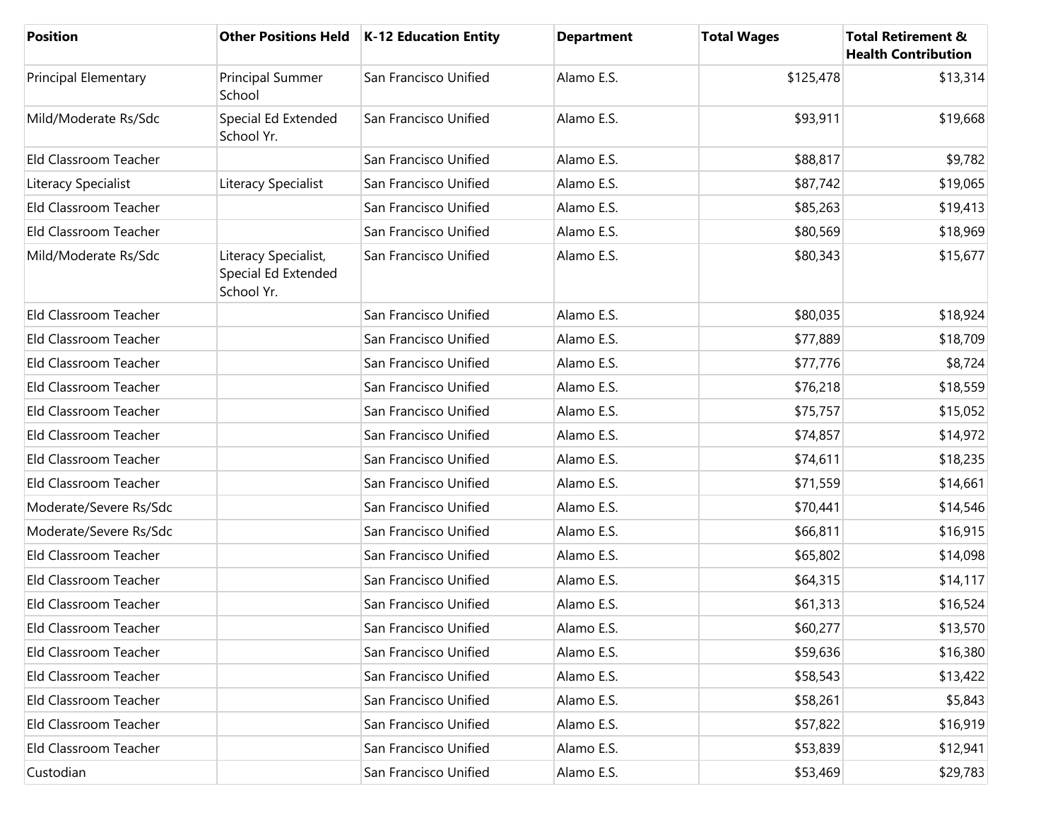| Position | Other Positions Held | K-12 Education Entity | Department | Total Wages | Total Retirement & Health Contribution |
|---|---|---|---|---|---|
| Principal Elementary | Principal Summer School | San Francisco Unified | Alamo E.S. | $125,478 | $13,314 |
| Mild/Moderate Rs/Sdc | Special Ed Extended School Yr. | San Francisco Unified | Alamo E.S. | $93,911 | $19,668 |
| Eld Classroom Teacher | | San Francisco Unified | Alamo E.S. | $88,817 | $9,782 |
| Literacy Specialist | Literacy Specialist | San Francisco Unified | Alamo E.S. | $87,742 | $19,065 |
| Eld Classroom Teacher | | San Francisco Unified | Alamo E.S. | $85,263 | $19,413 |
| Eld Classroom Teacher | | San Francisco Unified | Alamo E.S. | $80,569 | $18,969 |
| Mild/Moderate Rs/Sdc | Literacy Specialist, Special Ed Extended School Yr. | San Francisco Unified | Alamo E.S. | $80,343 | $15,677 |
| Eld Classroom Teacher | | San Francisco Unified | Alamo E.S. | $80,035 | $18,924 |
| Eld Classroom Teacher | | San Francisco Unified | Alamo E.S. | $77,889 | $18,709 |
| Eld Classroom Teacher | | San Francisco Unified | Alamo E.S. | $77,776 | $8,724 |
| Eld Classroom Teacher | | San Francisco Unified | Alamo E.S. | $76,218 | $18,559 |
| Eld Classroom Teacher | | San Francisco Unified | Alamo E.S. | $75,757 | $15,052 |
| Eld Classroom Teacher | | San Francisco Unified | Alamo E.S. | $74,857 | $14,972 |
| Eld Classroom Teacher | | San Francisco Unified | Alamo E.S. | $74,611 | $18,235 |
| Eld Classroom Teacher | | San Francisco Unified | Alamo E.S. | $71,559 | $14,661 |
| Moderate/Severe Rs/Sdc | | San Francisco Unified | Alamo E.S. | $70,441 | $14,546 |
| Moderate/Severe Rs/Sdc | | San Francisco Unified | Alamo E.S. | $66,811 | $16,915 |
| Eld Classroom Teacher | | San Francisco Unified | Alamo E.S. | $65,802 | $14,098 |
| Eld Classroom Teacher | | San Francisco Unified | Alamo E.S. | $64,315 | $14,117 |
| Eld Classroom Teacher | | San Francisco Unified | Alamo E.S. | $61,313 | $16,524 |
| Eld Classroom Teacher | | San Francisco Unified | Alamo E.S. | $60,277 | $13,570 |
| Eld Classroom Teacher | | San Francisco Unified | Alamo E.S. | $59,636 | $16,380 |
| Eld Classroom Teacher | | San Francisco Unified | Alamo E.S. | $58,543 | $13,422 |
| Eld Classroom Teacher | | San Francisco Unified | Alamo E.S. | $58,261 | $5,843 |
| Eld Classroom Teacher | | San Francisco Unified | Alamo E.S. | $57,822 | $16,919 |
| Eld Classroom Teacher | | San Francisco Unified | Alamo E.S. | $53,839 | $12,941 |
| Custodian | | San Francisco Unified | Alamo E.S. | $53,469 | $29,783 |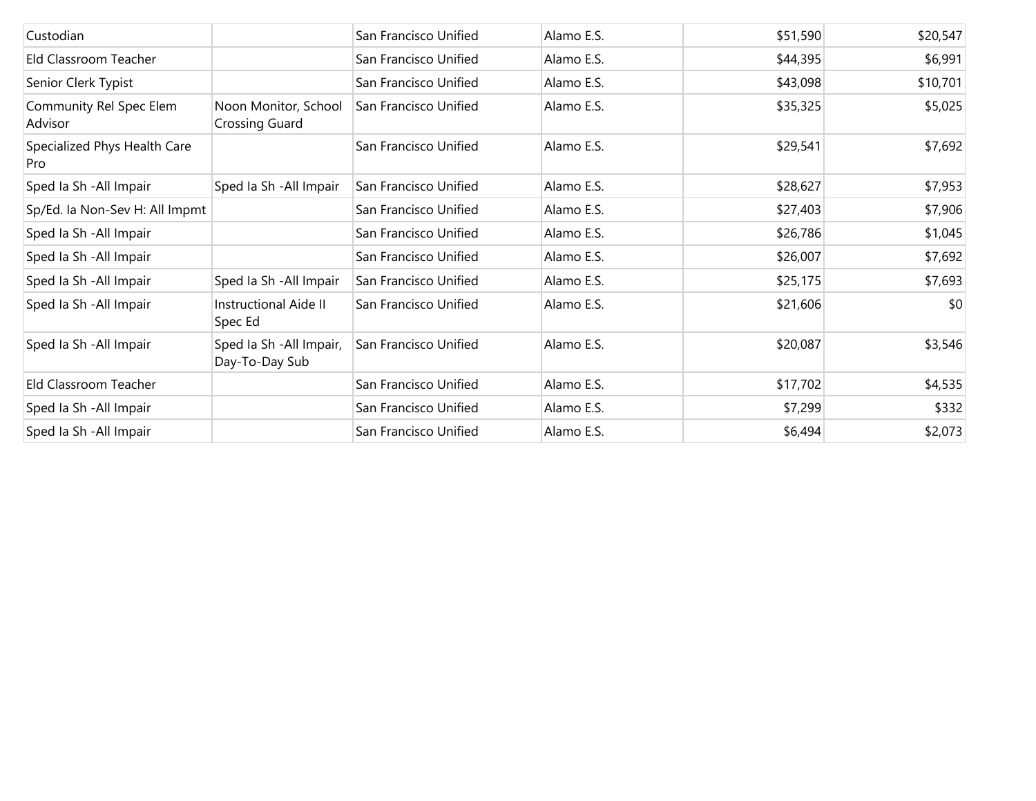| | | | | | |
|---|---|---|---|---|---|
| Custodian | | San Francisco Unified | Alamo E.S. | $51,590 | $20,547 |
| Eld Classroom Teacher | | San Francisco Unified | Alamo E.S. | $44,395 | $6,991 |
| Senior Clerk Typist | | San Francisco Unified | Alamo E.S. | $43,098 | $10,701 |
| Community Rel Spec Elem Advisor | Noon Monitor, School Crossing Guard | San Francisco Unified | Alamo E.S. | $35,325 | $5,025 |
| Specialized Phys Health Care Pro | | San Francisco Unified | Alamo E.S. | $29,541 | $7,692 |
| Sped Ia Sh -All Impair | Sped Ia Sh -All Impair | San Francisco Unified | Alamo E.S. | $28,627 | $7,953 |
| Sp/Ed. Ia Non-Sev H: All Impmt | | San Francisco Unified | Alamo E.S. | $27,403 | $7,906 |
| Sped Ia Sh -All Impair | | San Francisco Unified | Alamo E.S. | $26,786 | $1,045 |
| Sped Ia Sh -All Impair | | San Francisco Unified | Alamo E.S. | $26,007 | $7,692 |
| Sped Ia Sh -All Impair | Sped Ia Sh -All Impair | San Francisco Unified | Alamo E.S. | $25,175 | $7,693 |
| Sped Ia Sh -All Impair | Instructional Aide II Spec Ed | San Francisco Unified | Alamo E.S. | $21,606 | $0 |
| Sped Ia Sh -All Impair | Sped Ia Sh -All Impair, Day-To-Day Sub | San Francisco Unified | Alamo E.S. | $20,087 | $3,546 |
| Eld Classroom Teacher | | San Francisco Unified | Alamo E.S. | $17,702 | $4,535 |
| Sped Ia Sh -All Impair | | San Francisco Unified | Alamo E.S. | $7,299 | $332 |
| Sped Ia Sh -All Impair | | San Francisco Unified | Alamo E.S. | $6,494 | $2,073 |